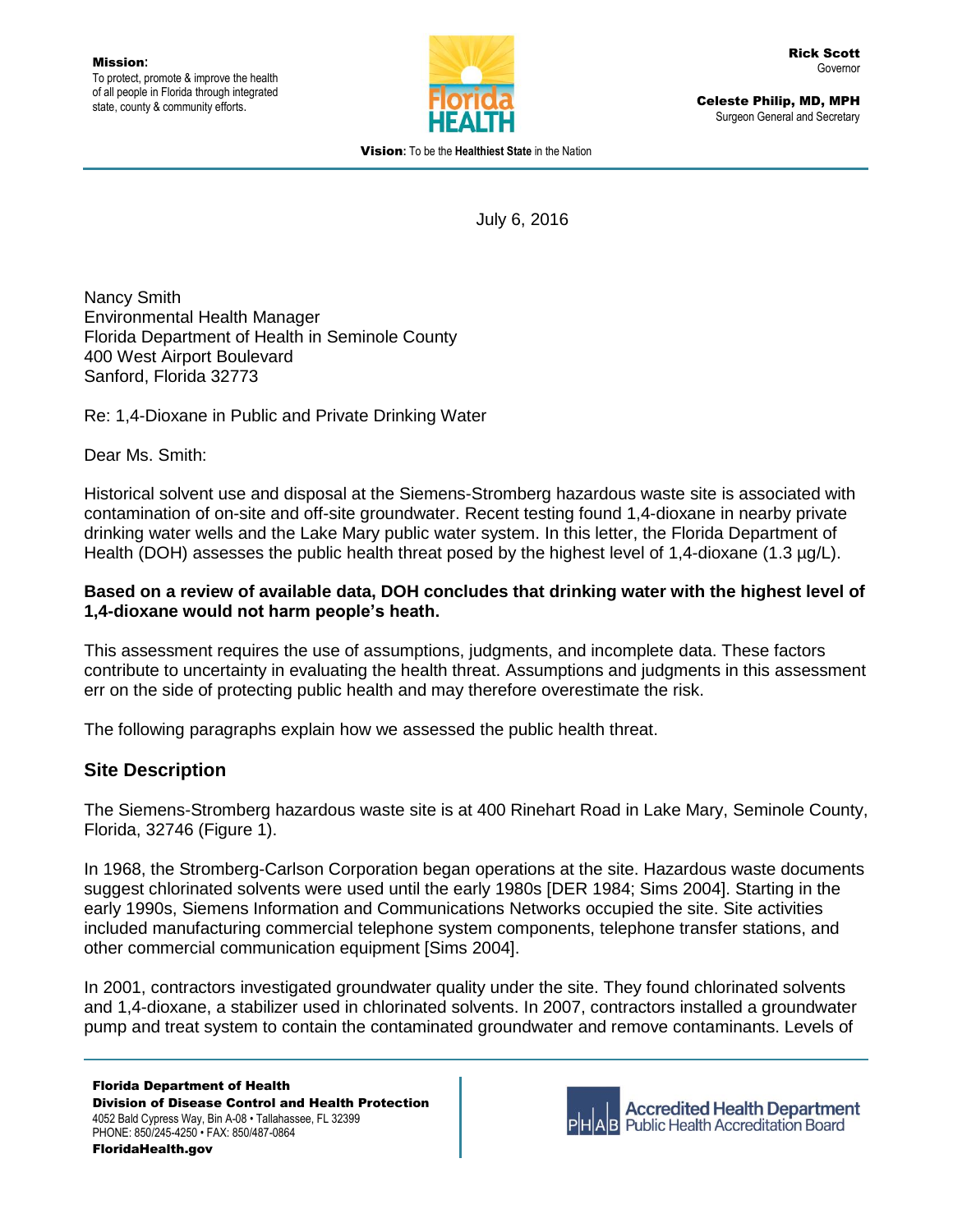Mission:
To protect, promote & improve the health of all people in Florida through integrated state, county & community efforts.

Rick Scott
Governor

Celeste Philip, MD, MPH
Surgeon General and Secretary

Vision: To be the Healthiest State in the Nation

July 6, 2016

Nancy Smith
Environmental Health Manager
Florida Department of Health in Seminole County
400 West Airport Boulevard
Sanford, Florida 32773

Re: 1,4-Dioxane in Public and Private Drinking Water

Dear Ms. Smith:

Historical solvent use and disposal at the Siemens-Stromberg hazardous waste site is associated with contamination of on-site and off-site groundwater. Recent testing found 1,4-dioxane in nearby private drinking water wells and the Lake Mary public water system. In this letter, the Florida Department of Health (DOH) assesses the public health threat posed by the highest level of 1,4-dioxane (1.3 µg/L).

**Based on a review of available data, DOH concludes that drinking water with the highest level of 1,4-dioxane would not harm people's heath.**

This assessment requires the use of assumptions, judgments, and incomplete data. These factors contribute to uncertainty in evaluating the health threat. Assumptions and judgments in this assessment err on the side of protecting public health and may therefore overestimate the risk.

The following paragraphs explain how we assessed the public health threat.

## Site Description

The Siemens-Stromberg hazardous waste site is at 400 Rinehart Road in Lake Mary, Seminole County, Florida, 32746 (Figure 1).

In 1968, the Stromberg-Carlson Corporation began operations at the site. Hazardous waste documents suggest chlorinated solvents were used until the early 1980s [DER 1984; Sims 2004]. Starting in the early 1990s, Siemens Information and Communications Networks occupied the site. Site activities included manufacturing commercial telephone system components, telephone transfer stations, and other commercial communication equipment [Sims 2004].

In 2001, contractors investigated groundwater quality under the site. They found chlorinated solvents and 1,4-dioxane, a stabilizer used in chlorinated solvents. In 2007, contractors installed a groundwater pump and treat system to contain the contaminated groundwater and remove contaminants. Levels of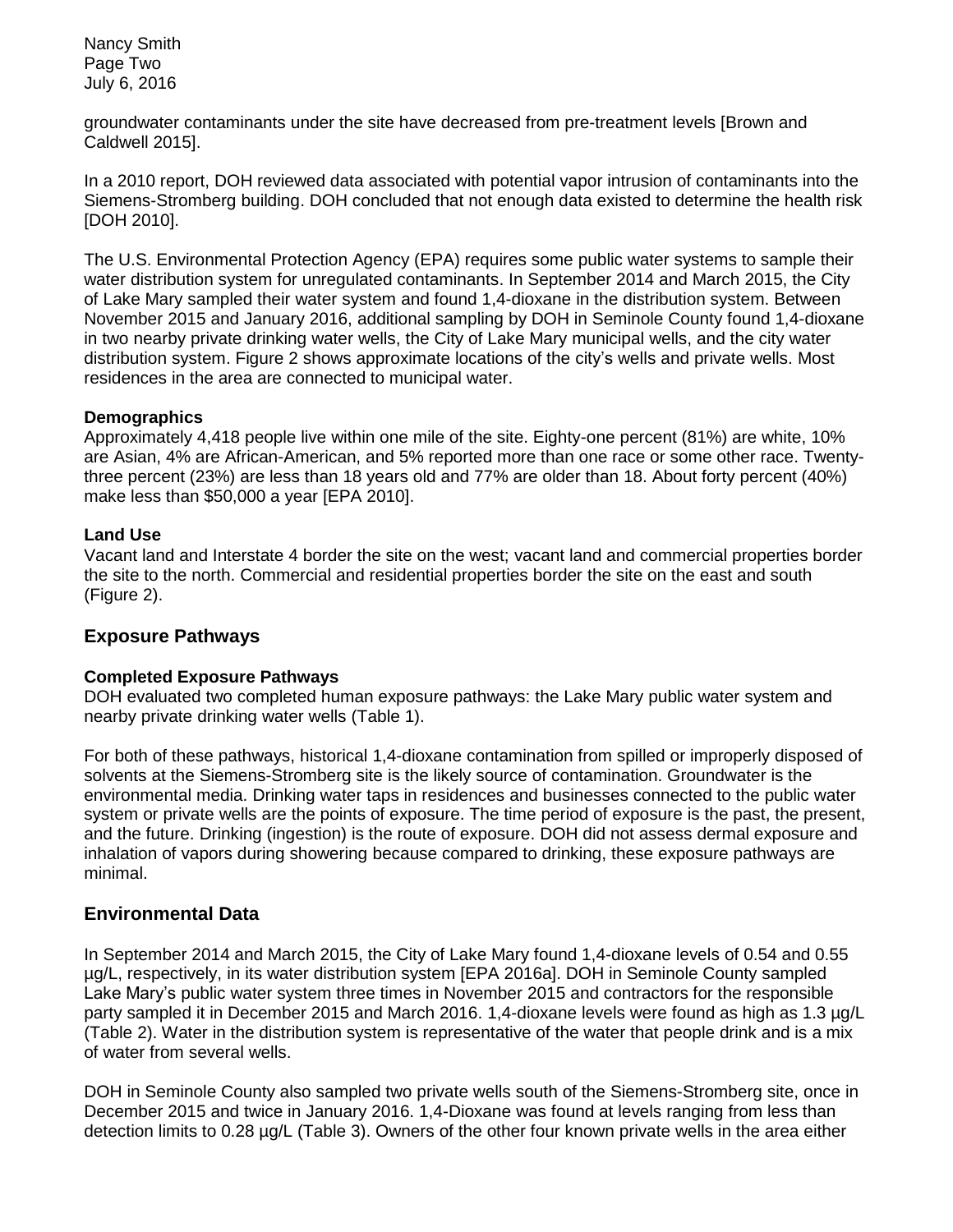groundwater contaminants under the site have decreased from pre-treatment levels [Brown and Caldwell 2015].

In a 2010 report, DOH reviewed data associated with potential vapor intrusion of contaminants into the Siemens-Stromberg building. DOH concluded that not enough data existed to determine the health risk [DOH 2010].

The U.S. Environmental Protection Agency (EPA) requires some public water systems to sample their water distribution system for unregulated contaminants. In September 2014 and March 2015, the City of Lake Mary sampled their water system and found 1,4-dioxane in the distribution system. Between November 2015 and January 2016, additional sampling by DOH in Seminole County found 1,4-dioxane in two nearby private drinking water wells, the City of Lake Mary municipal wells, and the city water distribution system. Figure 2 shows approximate locations of the city's wells and private wells. Most residences in the area are connected to municipal water.

**Demographics**
Approximately 4,418 people live within one mile of the site. Eighty-one percent (81%) are white, 10% are Asian, 4% are African-American, and 5% reported more than one race or some other race. Twenty-three percent (23%) are less than 18 years old and 77% are older than 18. About forty percent (40%) make less than $50,000 a year [EPA 2010].

**Land Use**
Vacant land and Interstate 4 border the site on the west; vacant land and commercial properties border the site to the north. Commercial and residential properties border the site on the east and south (Figure 2).

## Exposure Pathways

**Completed Exposure Pathways**
DOH evaluated two completed human exposure pathways: the Lake Mary public water system and nearby private drinking water wells (Table 1).

For both of these pathways, historical 1,4-dioxane contamination from spilled or improperly disposed of solvents at the Siemens-Stromberg site is the likely source of contamination. Groundwater is the environmental media. Drinking water taps in residences and businesses connected to the public water system or private wells are the points of exposure. The time period of exposure is the past, the present, and the future. Drinking (ingestion) is the route of exposure. DOH did not assess dermal exposure and inhalation of vapors during showering because compared to drinking, these exposure pathways are minimal.

## Environmental Data

In September 2014 and March 2015, the City of Lake Mary found 1,4-dioxane levels of 0.54 and 0.55 µg/L, respectively, in its water distribution system [EPA 2016a]. DOH in Seminole County sampled Lake Mary's public water system three times in November 2015 and contractors for the responsible party sampled it in December 2015 and March 2016. 1,4-dioxane levels were found as high as 1.3 µg/L (Table 2). Water in the distribution system is representative of the water that people drink and is a mix of water from several wells.

DOH in Seminole County also sampled two private wells south of the Siemens-Stromberg site, once in December 2015 and twice in January 2016. 1,4-Dioxane was found at levels ranging from less than detection limits to 0.28 µg/L (Table 3). Owners of the other four known private wells in the area either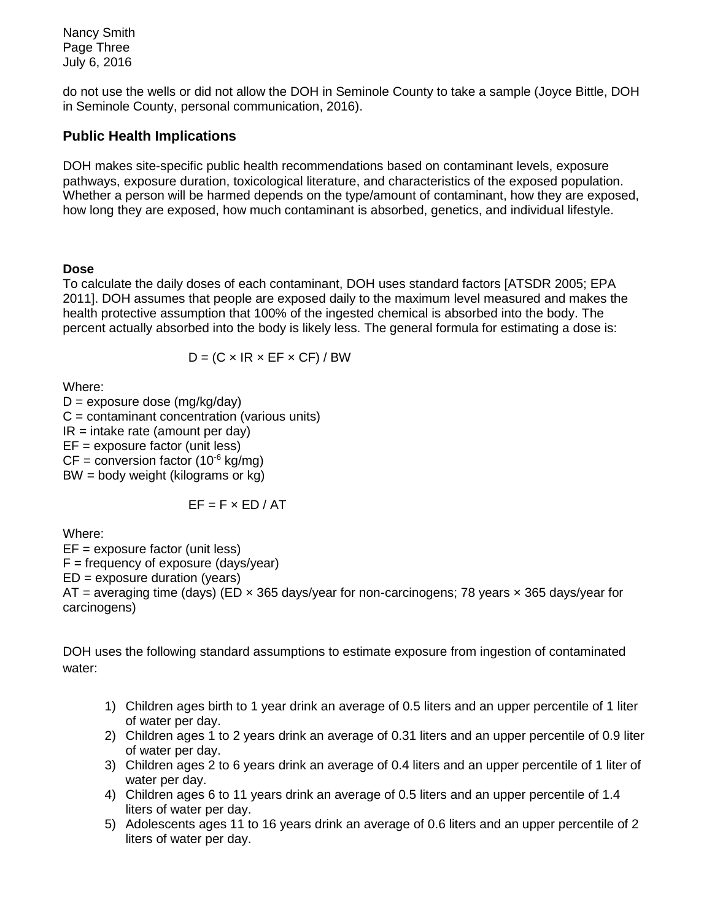do not use the wells or did not allow the DOH in Seminole County to take a sample (Joyce Bittle, DOH in Seminole County, personal communication, 2016).

## Public Health Implications

DOH makes site-specific public health recommendations based on contaminant levels, exposure pathways, exposure duration, toxicological literature, and characteristics of the exposed population. Whether a person will be harmed depends on the type/amount of contaminant, how they are exposed, how long they are exposed, how much contaminant is absorbed, genetics, and individual lifestyle.

**Dose**

To calculate the daily doses of each contaminant, DOH uses standard factors [ATSDR 2005; EPA 2011]. DOH assumes that people are exposed daily to the maximum level measured and makes the health protective assumption that 100% of the ingested chemical is absorbed into the body. The percent actually absorbed into the body is likely less. The general formula for estimating a dose is:

$$D = (C \times IR \times EF \times CF) / BW$$

Where:
D = exposure dose (mg/kg/day)
C = contaminant concentration (various units)
IR = intake rate (amount per day)
EF = exposure factor (unit less)
CF = conversion factor ($10^{-6}$ kg/mg)
BW = body weight (kilograms or kg)

$$EF = F \times ED / AT$$

Where:
EF = exposure factor (unit less)
F = frequency of exposure (days/year)
ED = exposure duration (years)
AT = averaging time (days) (ED × 365 days/year for non-carcinogens; 78 years × 365 days/year for carcinogens)

DOH uses the following standard assumptions to estimate exposure from ingestion of contaminated water:

1) Children ages birth to 1 year drink an average of 0.5 liters and an upper percentile of 1 liter of water per day.
2) Children ages 1 to 2 years drink an average of 0.31 liters and an upper percentile of 0.9 liter of water per day.
3) Children ages 2 to 6 years drink an average of 0.4 liters and an upper percentile of 1 liter of water per day.
4) Children ages 6 to 11 years drink an average of 0.5 liters and an upper percentile of 1.4 liters of water per day.
5) Adolescents ages 11 to 16 years drink an average of 0.6 liters and an upper percentile of 2 liters of water per day.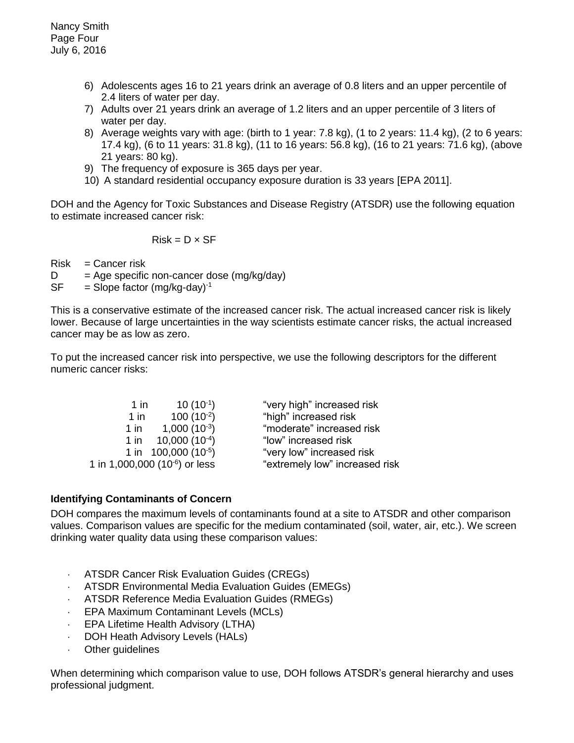6) Adolescents ages 16 to 21 years drink an average of 0.8 liters and an upper percentile of 2.4 liters of water per day.
7) Adults over 21 years drink an average of 1.2 liters and an upper percentile of 3 liters of water per day.
8) Average weights vary with age: (birth to 1 year: 7.8 kg), (1 to 2 years: 11.4 kg), (2 to 6 years: 17.4 kg), (6 to 11 years: 31.8 kg), (11 to 16 years: 56.8 kg), (16 to 21 years: 71.6 kg), (above 21 years: 80 kg).
9) The frequency of exposure is 365 days per year.
10) A standard residential occupancy exposure duration is 33 years [EPA 2011].

DOH and the Agency for Toxic Substances and Disease Registry (ATSDR) use the following equation to estimate increased cancer risk:

$$\text{Risk} = D \times SF$$

Risk = Cancer risk
D = Age specific non-cancer dose (mg/kg/day)
SF = Slope factor $(\text{mg/kg-day})^{-1}$

This is a conservative estimate of the increased cancer risk. The actual increased cancer risk is likely lower. Because of large uncertainties in the way scientists estimate cancer risks, the actual increased cancer may be as low as zero.

To put the increased cancer risk into perspective, we use the following descriptors for the different numeric cancer risks:

| | |
|---|---|
| 1 in 10 ($10^{-1}$) | "very high" increased risk |
| 1 in 100 ($10^{-2}$) | "high" increased risk |
| 1 in 1,000 ($10^{-3}$) | "moderate" increased risk |
| 1 in 10,000 ($10^{-4}$) | "low" increased risk |
| 1 in 100,000 ($10^{-5}$) | "very low" increased risk |
| 1 in 1,000,000 ($10^{-6}$) or less | "extremely low" increased risk |

**Identifying Contaminants of Concern**

DOH compares the maximum levels of contaminants found at a site to ATSDR and other comparison values. Comparison values are specific for the medium contaminated (soil, water, air, etc.). We screen drinking water quality data using these comparison values:

- ATSDR Cancer Risk Evaluation Guides (CREGs)
- ATSDR Environmental Media Evaluation Guides (EMEGs)
- ATSDR Reference Media Evaluation Guides (RMEGs)
- EPA Maximum Contaminant Levels (MCLs)
- EPA Lifetime Health Advisory (LTHA)
- DOH Heath Advisory Levels (HALs)
- Other guidelines

When determining which comparison value to use, DOH follows ATSDR's general hierarchy and uses professional judgment.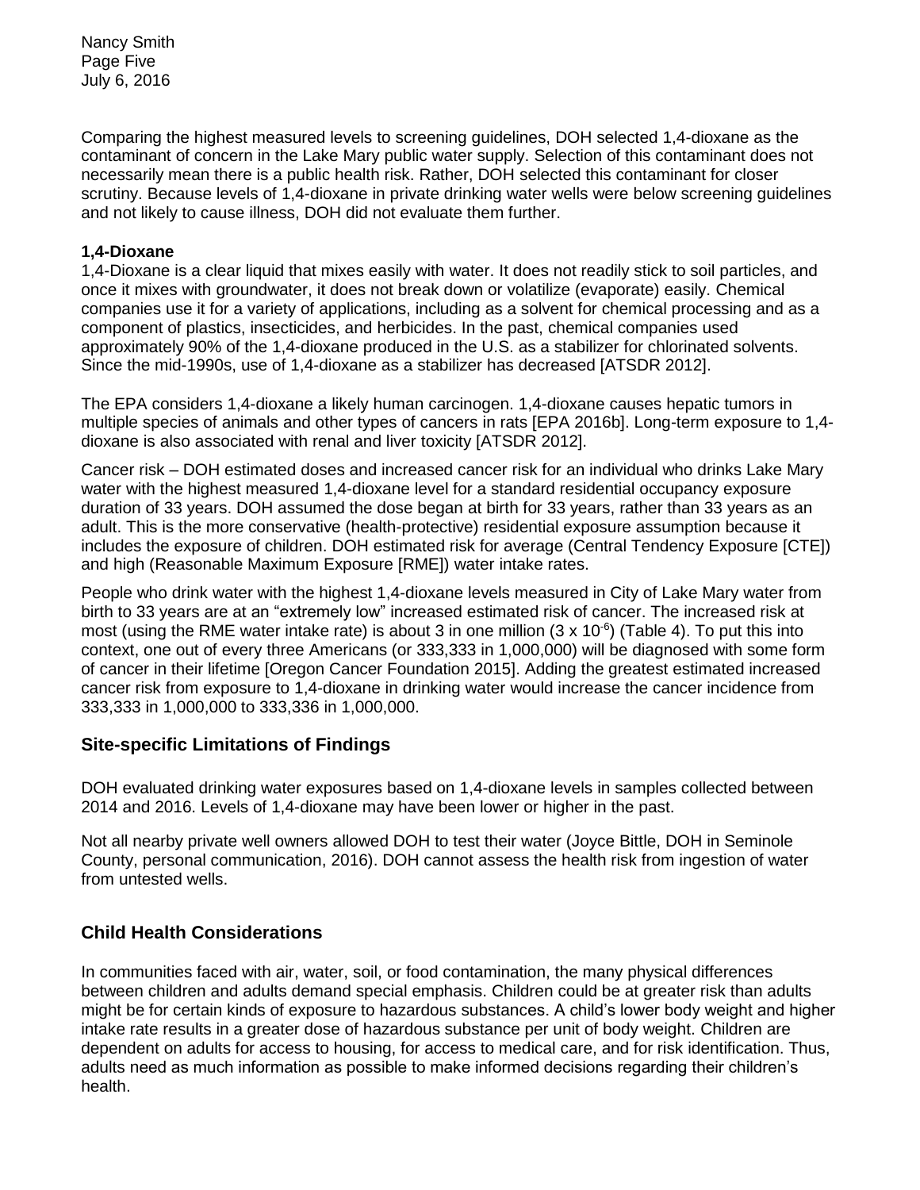Comparing the highest measured levels to screening guidelines, DOH selected 1,4-dioxane as the contaminant of concern in the Lake Mary public water supply. Selection of this contaminant does not necessarily mean there is a public health risk. Rather, DOH selected this contaminant for closer scrutiny. Because levels of 1,4-dioxane in private drinking water wells were below screening guidelines and not likely to cause illness, DOH did not evaluate them further.

**1,4-Dioxane**

1,4-Dioxane is a clear liquid that mixes easily with water. It does not readily stick to soil particles, and once it mixes with groundwater, it does not break down or volatilize (evaporate) easily. Chemical companies use it for a variety of applications, including as a solvent for chemical processing and as a component of plastics, insecticides, and herbicides. In the past, chemical companies used approximately 90% of the 1,4-dioxane produced in the U.S. as a stabilizer for chlorinated solvents. Since the mid-1990s, use of 1,4-dioxane as a stabilizer has decreased [ATSDR 2012].

The EPA considers 1,4-dioxane a likely human carcinogen. 1,4-dioxane causes hepatic tumors in multiple species of animals and other types of cancers in rats [EPA 2016b]. Long-term exposure to 1,4-dioxane is also associated with renal and liver toxicity [ATSDR 2012].

Cancer risk – DOH estimated doses and increased cancer risk for an individual who drinks Lake Mary water with the highest measured 1,4-dioxane level for a standard residential occupancy exposure duration of 33 years. DOH assumed the dose began at birth for 33 years, rather than 33 years as an adult. This is the more conservative (health-protective) residential exposure assumption because it includes the exposure of children. DOH estimated risk for average (Central Tendency Exposure [CTE]) and high (Reasonable Maximum Exposure [RME]) water intake rates.

People who drink water with the highest 1,4-dioxane levels measured in City of Lake Mary water from birth to 33 years are at an "extremely low" increased estimated risk of cancer. The increased risk at most (using the RME water intake rate) is about 3 in one million ($3 \times 10^{-6}$) (Table 4). To put this into context, one out of every three Americans (or 333,333 in 1,000,000) will be diagnosed with some form of cancer in their lifetime [Oregon Cancer Foundation 2015]. Adding the greatest estimated increased cancer risk from exposure to 1,4-dioxane in drinking water would increase the cancer incidence from 333,333 in 1,000,000 to 333,336 in 1,000,000.

## Site-specific Limitations of Findings

DOH evaluated drinking water exposures based on 1,4-dioxane levels in samples collected between 2014 and 2016. Levels of 1,4-dioxane may have been lower or higher in the past.

Not all nearby private well owners allowed DOH to test their water (Joyce Bittle, DOH in Seminole County, personal communication, 2016). DOH cannot assess the health risk from ingestion of water from untested wells.

## Child Health Considerations

In communities faced with air, water, soil, or food contamination, the many physical differences between children and adults demand special emphasis. Children could be at greater risk than adults might be for certain kinds of exposure to hazardous substances. A child's lower body weight and higher intake rate results in a greater dose of hazardous substance per unit of body weight. Children are dependent on adults for access to housing, for access to medical care, and for risk identification. Thus, adults need as much information as possible to make informed decisions regarding their children's health.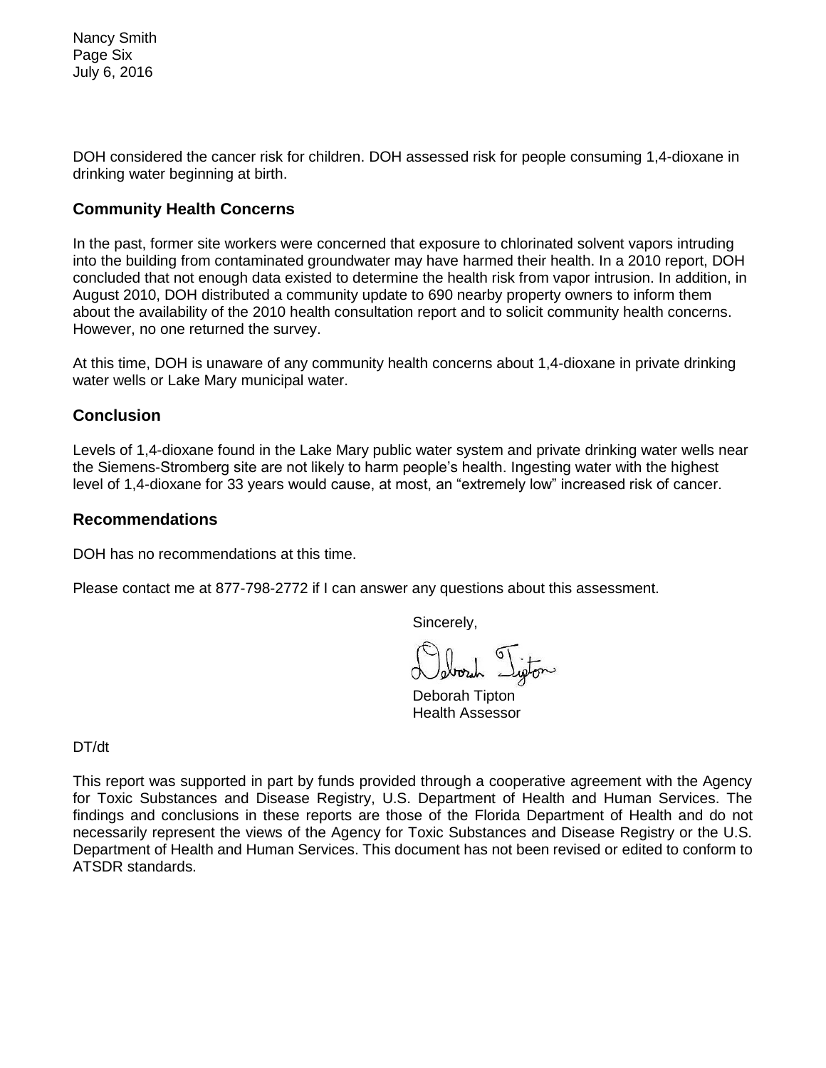DOH considered the cancer risk for children. DOH assessed risk for people consuming 1,4-dioxane in drinking water beginning at birth.

## Community Health Concerns

In the past, former site workers were concerned that exposure to chlorinated solvent vapors intruding into the building from contaminated groundwater may have harmed their health. In a 2010 report, DOH concluded that not enough data existed to determine the health risk from vapor intrusion. In addition, in August 2010, DOH distributed a community update to 690 nearby property owners to inform them about the availability of the 2010 health consultation report and to solicit community health concerns. However, no one returned the survey.

At this time, DOH is unaware of any community health concerns about 1,4-dioxane in private drinking water wells or Lake Mary municipal water.

## Conclusion

Levels of 1,4-dioxane found in the Lake Mary public water system and private drinking water wells near the Siemens-Stromberg site are not likely to harm people's health. Ingesting water with the highest level of 1,4-dioxane for 33 years would cause, at most, an "extremely low" increased risk of cancer.

## Recommendations

DOH has no recommendations at this time.

Please contact me at 877-798-2772 if I can answer any questions about this assessment.

Sincerely,

Deborah Tipton
Health Assessor

DT/dt

This report was supported in part by funds provided through a cooperative agreement with the Agency for Toxic Substances and Disease Registry, U.S. Department of Health and Human Services. The findings and conclusions in these reports are those of the Florida Department of Health and do not necessarily represent the views of the Agency for Toxic Substances and Disease Registry or the U.S. Department of Health and Human Services. This document has not been revised or edited to conform to ATSDR standards.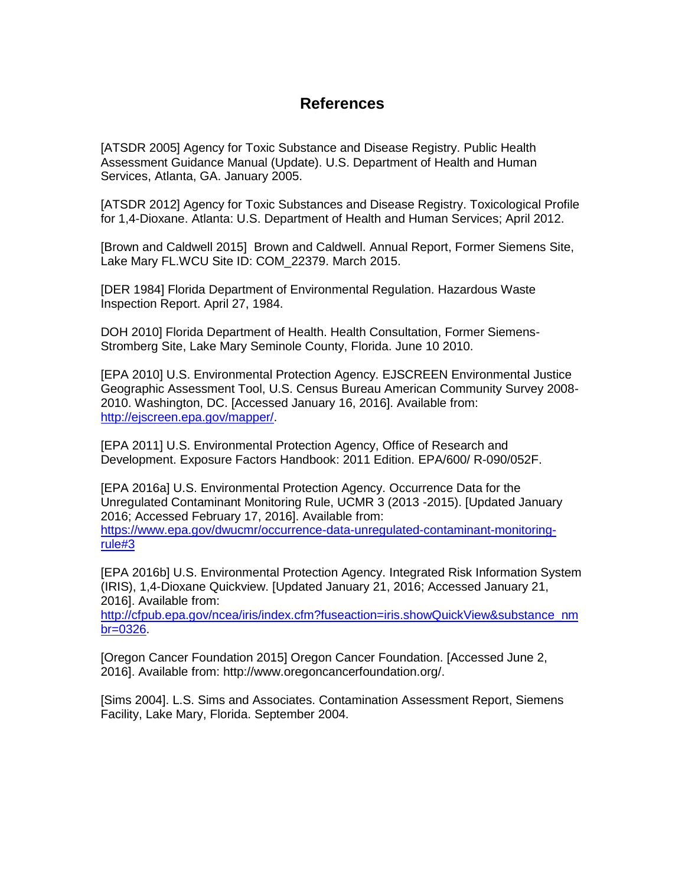# References

[ATSDR 2005] Agency for Toxic Substance and Disease Registry. Public Health Assessment Guidance Manual (Update). U.S. Department of Health and Human Services, Atlanta, GA. January 2005.

[ATSDR 2012] Agency for Toxic Substances and Disease Registry. Toxicological Profile for 1,4-Dioxane. Atlanta: U.S. Department of Health and Human Services; April 2012.

[Brown and Caldwell 2015] Brown and Caldwell. Annual Report, Former Siemens Site, Lake Mary FL.WCU Site ID: COM_22379. March 2015.

[DER 1984] Florida Department of Environmental Regulation. Hazardous Waste Inspection Report. April 27, 1984.

DOH 2010] Florida Department of Health. Health Consultation, Former Siemens-Stromberg Site, Lake Mary Seminole County, Florida. June 10 2010.

[EPA 2010] U.S. Environmental Protection Agency. EJSCREEN Environmental Justice Geographic Assessment Tool, U.S. Census Bureau American Community Survey 2008-2010. Washington, DC. [Accessed January 16, 2016]. Available from: http://ejscreen.epa.gov/mapper/.

[EPA 2011] U.S. Environmental Protection Agency, Office of Research and Development. Exposure Factors Handbook: 2011 Edition. EPA/600/ R-090/052F.

[EPA 2016a] U.S. Environmental Protection Agency. Occurrence Data for the Unregulated Contaminant Monitoring Rule, UCMR 3 (2013 -2015). [Updated January 2016; Accessed February 17, 2016]. Available from: https://www.epa.gov/dwucmr/occurrence-data-unregulated-contaminant-monitoring-rule#3

[EPA 2016b] U.S. Environmental Protection Agency. Integrated Risk Information System (IRIS), 1,4-Dioxane Quickview. [Updated January 21, 2016; Accessed January 21, 2016]. Available from: http://cfpub.epa.gov/ncea/iris/index.cfm?fuseaction=iris.showQuickView&substance_nmbr=0326.

[Oregon Cancer Foundation 2015] Oregon Cancer Foundation. [Accessed June 2, 2016]. Available from: http://www.oregoncancerfoundation.org/.

[Sims 2004]. L.S. Sims and Associates. Contamination Assessment Report, Siemens Facility, Lake Mary, Florida. September 2004.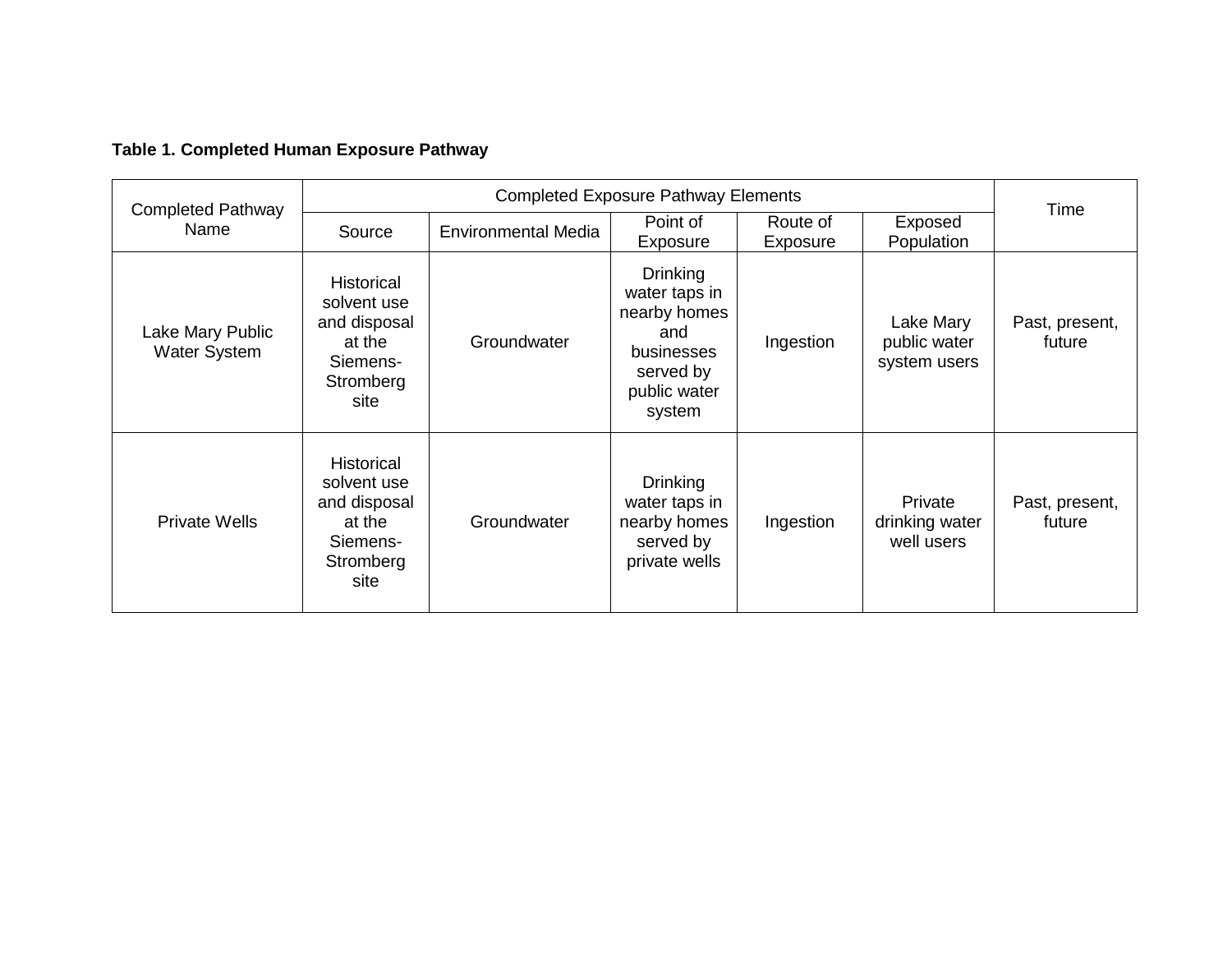**Table 1. Completed Human Exposure Pathway**

| Completed Pathway Name | Completed Exposure Pathway Elements | | | | | Time |
|---|---|---|---|---|---|---|
| | Source | Environmental Media | Point of Exposure | Route of Exposure | Exposed Population | |
| Lake Mary Public Water System | Historical solvent use and disposal at the Siemens-Stromberg site | Groundwater | Drinking water taps in nearby homes and businesses served by public water system | Ingestion | Lake Mary public water system users | Past, present, future |
| Private Wells | Historical solvent use and disposal at the Siemens-Stromberg site | Groundwater | Drinking water taps in nearby homes served by private wells | Ingestion | Private drinking water well users | Past, present, future |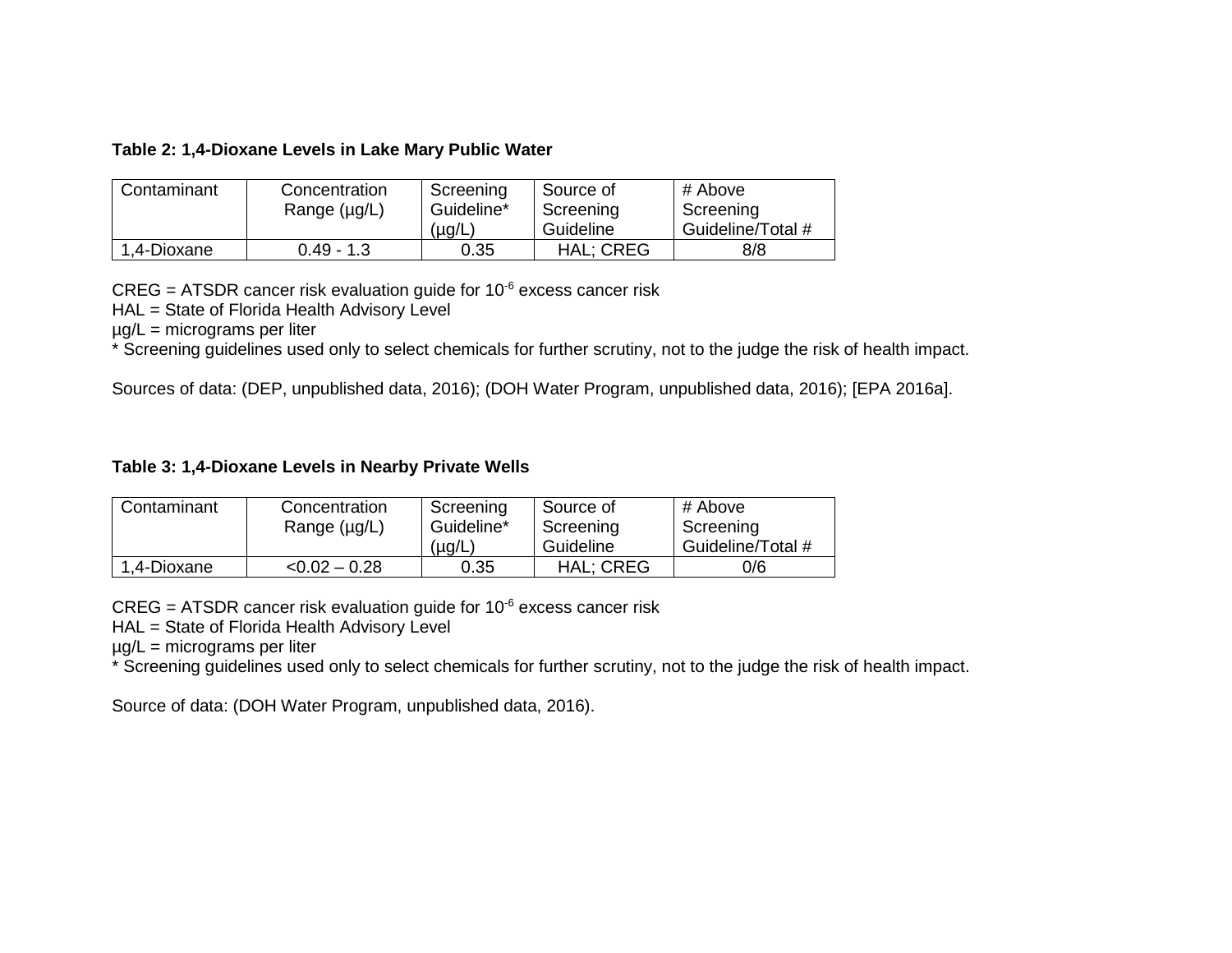**Table 2: 1,4-Dioxane Levels in Lake Mary Public Water**

| Contaminant | Concentration Range (µg/L) | Screening Guideline* (µg/L) | Source of Screening Guideline | # Above Screening Guideline/Total # |
|---|---|---|---|---|
| 1,4-Dioxane | 0.49 - 1.3 | 0.35 | HAL; CREG | 8/8 |

CREG = ATSDR cancer risk evaluation guide for $10^{-6}$ excess cancer risk
HAL = State of Florida Health Advisory Level
µg/L = micrograms per liter
* Screening guidelines used only to select chemicals for further scrutiny, not to the judge the risk of health impact.

Sources of data: (DEP, unpublished data, 2016); (DOH Water Program, unpublished data, 2016); [EPA 2016a].

**Table 3: 1,4-Dioxane Levels in Nearby Private Wells**

| Contaminant | Concentration Range (µg/L) | Screening Guideline* (µg/L) | Source of Screening Guideline | # Above Screening Guideline/Total # |
|---|---|---|---|---|
| 1,4-Dioxane | <0.02 – 0.28 | 0.35 | HAL; CREG | 0/6 |

CREG = ATSDR cancer risk evaluation guide for $10^{-6}$ excess cancer risk
HAL = State of Florida Health Advisory Level
µg/L = micrograms per liter
* Screening guidelines used only to select chemicals for further scrutiny, not to the judge the risk of health impact.

Source of data: (DOH Water Program, unpublished data, 2016).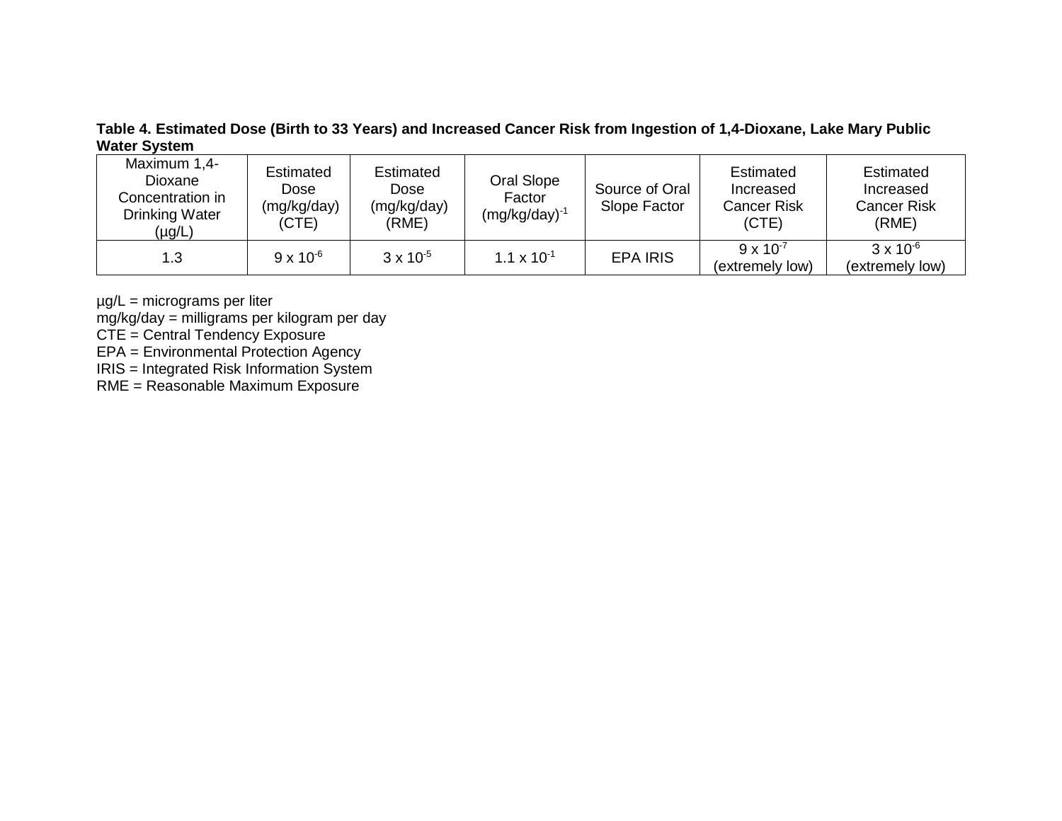**Table 4. Estimated Dose (Birth to 33 Years) and Increased Cancer Risk from Ingestion of 1,4-Dioxane, Lake Mary Public Water System**

| Maximum 1,4-Dioxane Concentration in Drinking Water (µg/L) | Estimated Dose (mg/kg/day) (CTE) | Estimated Dose (mg/kg/day) (RME) | Oral Slope Factor $(mg/kg/day)^{-1}$ | Source of Oral Slope Factor | Estimated Increased Cancer Risk (CTE) | Estimated Increased Cancer Risk (RME) |
|---|---|---|---|---|---|---|
| 1.3 | $9 \times 10^{-6}$ | $3 \times 10^{-5}$ | $1.1 \times 10^{-1}$ | EPA IRIS | $9 \times 10^{-7}$ (extremely low) | $3 \times 10^{-6}$ (extremely low) |

µg/L = micrograms per liter
mg/kg/day = milligrams per kilogram per day
CTE = Central Tendency Exposure
EPA = Environmental Protection Agency
IRIS = Integrated Risk Information System
RME = Reasonable Maximum Exposure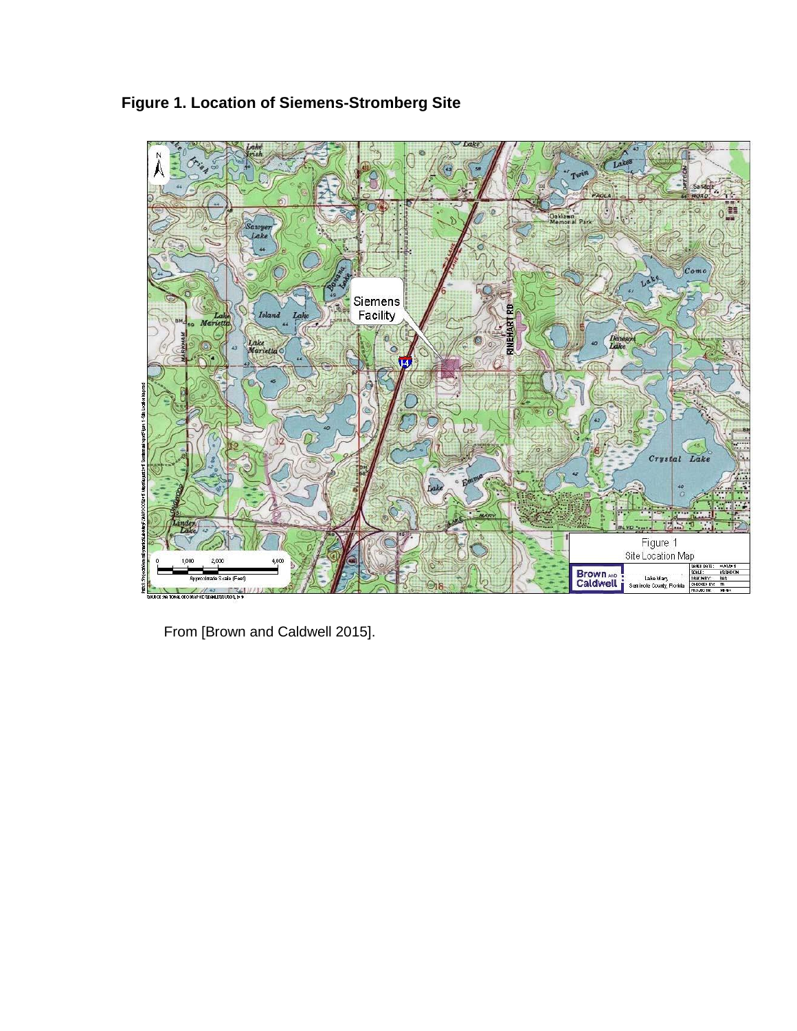**Figure 1. Location of Siemens-Stromberg Site**

From [Brown and Caldwell 2015].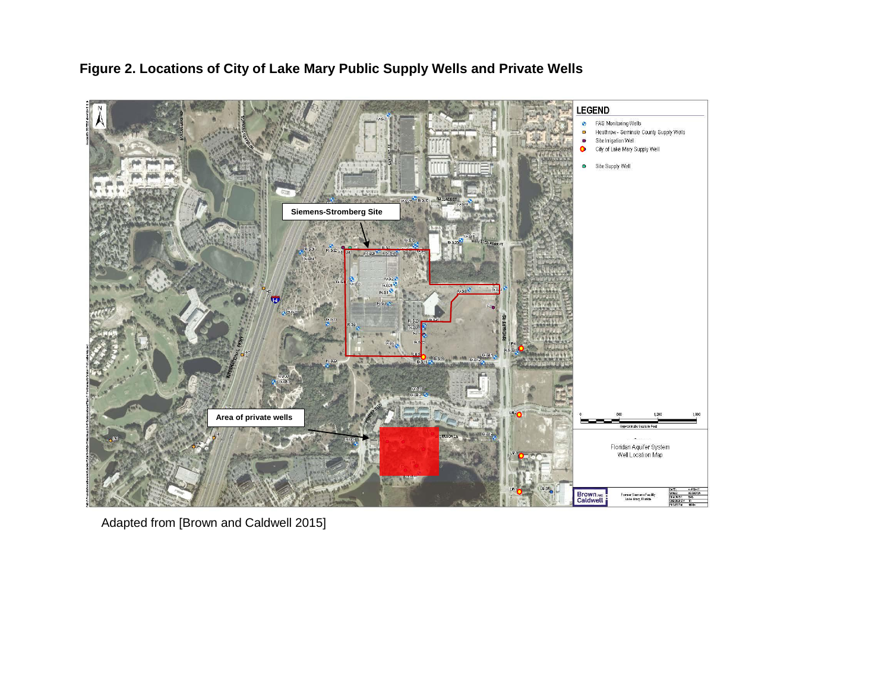**Figure 2. Locations of City of Lake Mary Public Supply Wells and Private Wells**

Adapted from [Brown and Caldwell 2015]